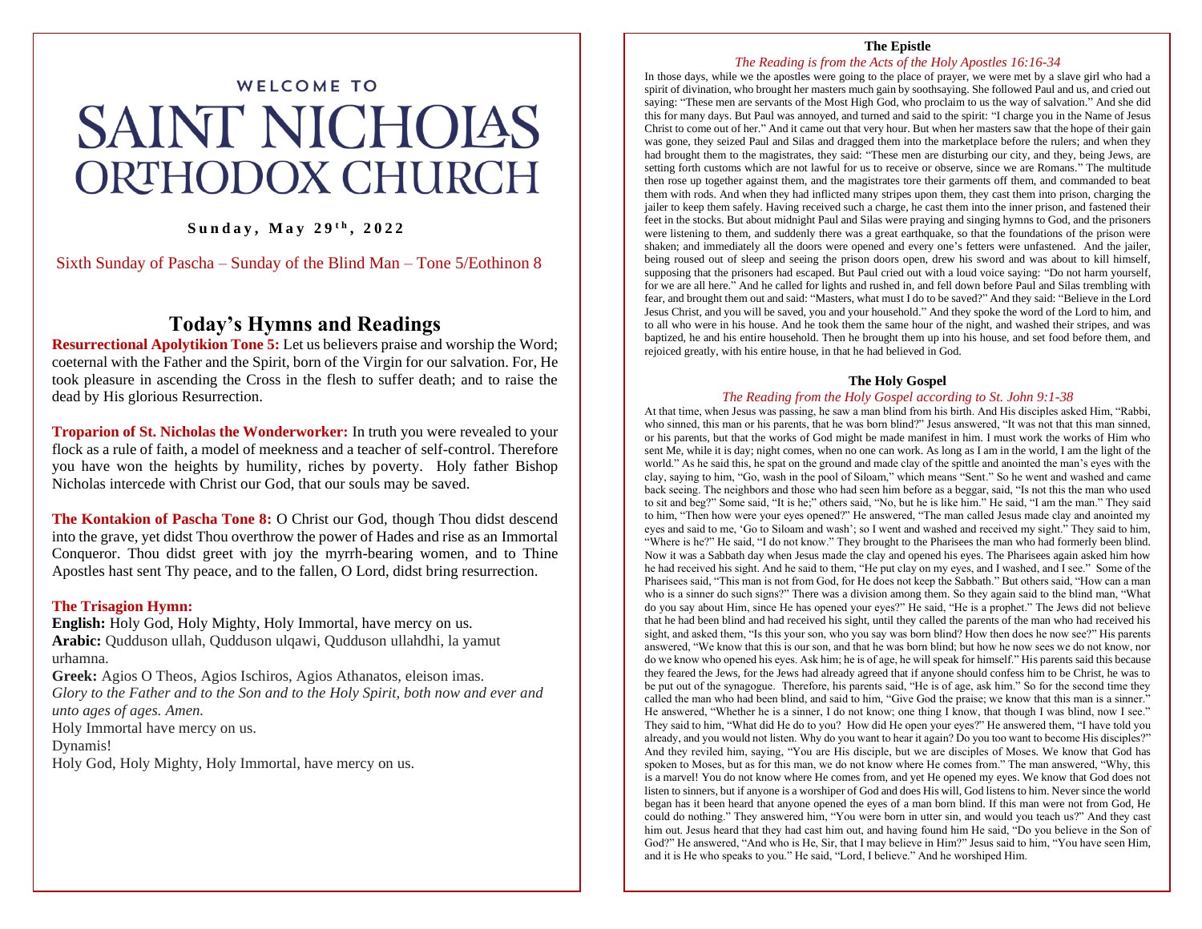# WELCOME TO SAINT NICHOLAS ORTHODOX CHURCH

**Sunday, May 29th, 2022**

Sixth Sunday of Pascha – Sunday of the Blind Man – Tone 5/Eothinon 8

## Today's Hymns and Readings

**Resurrectional Apolytikion Tone 5:** Let us believers praise and worship the Word; coeternal with the Father and the Spirit, born of the Virgin for our salvation. For, He took pleasure in ascending the Cross in the flesh to suffer death; and to raise the dead by His glorious Resurrection.

**Troparion of St. Nicholas the Wonderworker:** In truth you were revealed to your flock as a rule of faith, a model of meekness and a teacher of self-control. Therefore you have won the heights by humility, riches by poverty. Holy father Bishop Nicholas intercede with Christ our God, that our souls may be saved.

**The Kontakion of Pascha Tone 8:** O Christ our God, though Thou didst descend into the grave, yet didst Thou overthrow the power of Hades and rise as an Immortal Conqueror. Thou didst greet with joy the myrrh-bearing women, and to Thine Apostles hast sent Thy peace, and to the fallen, O Lord, didst bring resurrection.

**The Trisagion Hymn:**

**English:** Holy God, Holy Mighty, Holy Immortal, have mercy on us.
**Arabic:** Qudduson ullah, Qudduson ulqawi, Qudduson ullahdhi, la yamut urhamna.
**Greek:** Agios O Theos, Agios Ischiros, Agios Athanatos, eleison imas.
*Glory to the Father and to the Son and to the Holy Spirit, both now and ever and unto ages of ages. Amen.*
Holy Immortal have mercy on us.
Dynamis!
Holy God, Holy Mighty, Holy Immortal, have mercy on us.

### The Epistle

*The Reading is from the Acts of the Holy Apostles 16:16-34*

In those days, while we the apostles were going to the place of prayer, we were met by a slave girl who had a spirit of divination, who brought her masters much gain by soothsaying. She followed Paul and us, and cried out saying: "These men are servants of the Most High God, who proclaim to us the way of salvation." And she did this for many days. But Paul was annoyed, and turned and said to the spirit: "I charge you in the Name of Jesus Christ to come out of her." And it came out that very hour. But when her masters saw that the hope of their gain was gone, they seized Paul and Silas and dragged them into the marketplace before the rulers; and when they had brought them to the magistrates, they said: "These men are disturbing our city, and they, being Jews, are setting forth customs which are not lawful for us to receive or observe, since we are Romans." The multitude then rose up together against them, and the magistrates tore their garments off them, and commanded to beat them with rods. And when they had inflicted many stripes upon them, they cast them into prison, charging the jailer to keep them safely. Having received such a charge, he cast them into the inner prison, and fastened their feet in the stocks. But about midnight Paul and Silas were praying and singing hymns to God, and the prisoners were listening to them, and suddenly there was a great earthquake, so that the foundations of the prison were shaken; and immediately all the doors were opened and every one's fetters were unfastened. And the jailer, being roused out of sleep and seeing the prison doors open, drew his sword and was about to kill himself, supposing that the prisoners had escaped. But Paul cried out with a loud voice saying: "Do not harm yourself, for we are all here." And he called for lights and rushed in, and fell down before Paul and Silas trembling with fear, and brought them out and said: "Masters, what must I do to be saved?" And they said: "Believe in the Lord Jesus Christ, and you will be saved, you and your household." And they spoke the word of the Lord to him, and to all who were in his house. And he took them the same hour of the night, and washed their stripes, and was baptized, he and his entire household. Then he brought them up into his house, and set food before them, and rejoiced greatly, with his entire house, in that he had believed in God.

### The Holy Gospel

*The Reading from the Holy Gospel according to St. John 9:1-38*

At that time, when Jesus was passing, he saw a man blind from his birth. And His disciples asked Him, "Rabbi, who sinned, this man or his parents, that he was born blind?" Jesus answered, "It was not that this man sinned, or his parents, but that the works of God might be made manifest in him. I must work the works of Him who sent Me, while it is day; night comes, when no one can work. As long as I am in the world, I am the light of the world." As he said this, he spat on the ground and made clay of the spittle and anointed the man's eyes with the clay, saying to him, "Go, wash in the pool of Siloam," which means "Sent." So he went and washed and came back seeing. The neighbors and those who had seen him before as a beggar, said, "Is not this the man who used to sit and beg?" Some said, "It is he;" others said, "No, but he is like him." He said, "I am the man." They said to him, "Then how were your eyes opened?" He answered, "The man called Jesus made clay and anointed my eyes and said to me, 'Go to Siloam and wash'; so I went and washed and received my sight." They said to him, "Where is he?" He said, "I do not know." They brought to the Pharisees the man who had formerly been blind. Now it was a Sabbath day when Jesus made the clay and opened his eyes. The Pharisees again asked him how he had received his sight. And he said to them, "He put clay on my eyes, and I washed, and I see." Some of the Pharisees said, "This man is not from God, for He does not keep the Sabbath." But others said, "How can a man who is a sinner do such signs?" There was a division among them. So they again said to the blind man, "What do you say about Him, since He has opened your eyes?" He said, "He is a prophet." The Jews did not believe that he had been blind and had received his sight, until they called the parents of the man who had received his sight, and asked them, "Is this your son, who you say was born blind? How then does he now see?" His parents answered, "We know that this is our son, and that he was born blind; but how he now sees we do not know, nor do we know who opened his eyes. Ask him; he is of age, he will speak for himself." His parents said this because they feared the Jews, for the Jews had already agreed that if anyone should confess him to be Christ, he was to be put out of the synagogue. Therefore, his parents said, "He is of age, ask him." So for the second time they called the man who had been blind, and said to him, "Give God the praise; we know that this man is a sinner." He answered, "Whether he is a sinner, I do not know; one thing I know, that though I was blind, now I see." They said to him, "What did He do to you? How did He open your eyes?" He answered them, "I have told you already, and you would not listen. Why do you want to hear it again? Do you too want to become His disciples?" And they reviled him, saying, "You are His disciple, but we are disciples of Moses. We know that God has spoken to Moses, but as for this man, we do not know where He comes from." The man answered, "Why, this is a marvel! You do not know where He comes from, and yet He opened my eyes. We know that God does not listen to sinners, but if anyone is a worshiper of God and does His will, God listens to him. Never since the world began has it been heard that anyone opened the eyes of a man born blind. If this man were not from God, He could do nothing." They answered him, "You were born in utter sin, and would you teach us?" And they cast him out. Jesus heard that they had cast him out, and having found him He said, "Do you believe in the Son of God?" He answered, "And who is He, Sir, that I may believe in Him?" Jesus said to him, "You have seen Him, and it is He who speaks to you." He said, "Lord, I believe." And he worshiped Him.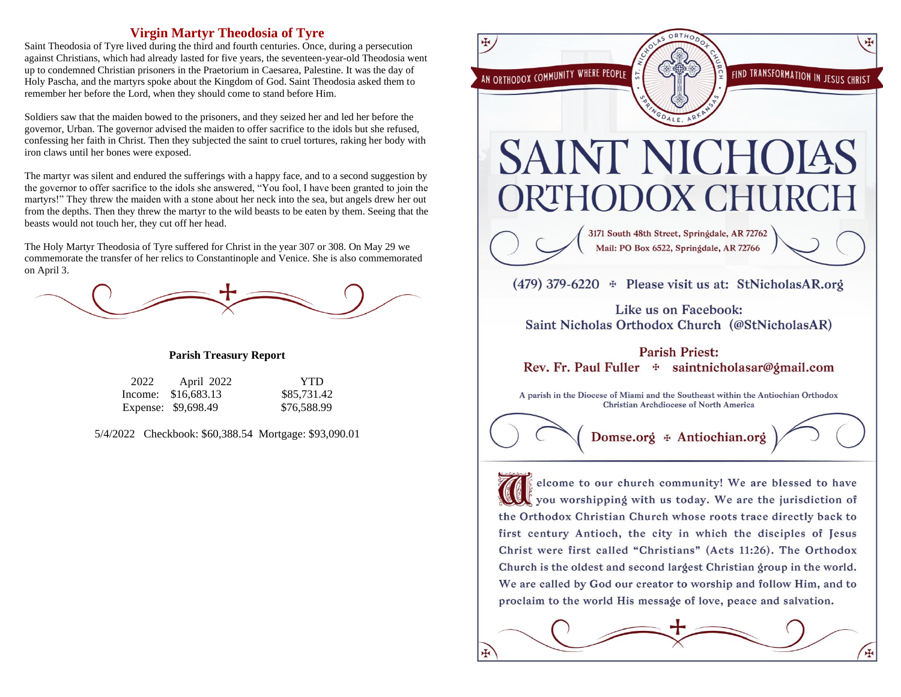## Virgin Martyr Theodosia of Tyre

Saint Theodosia of Tyre lived during the third and fourth centuries. Once, during a persecution against Christians, which had already lasted for five years, the seventeen-year-old Theodosia went up to condemned Christian prisoners in the Praetorium in Caesarea, Palestine. It was the day of Holy Pascha, and the martyrs spoke about the Kingdom of God. Saint Theodosia asked them to remember her before the Lord, when they should come to stand before Him.

Soldiers saw that the maiden bowed to the prisoners, and they seized her and led her before the governor, Urban. The governor advised the maiden to offer sacrifice to the idols but she refused, confessing her faith in Christ. Then they subjected the saint to cruel tortures, raking her body with iron claws until her bones were exposed.

The martyr was silent and endured the sufferings with a happy face, and to a second suggestion by the governor to offer sacrifice to the idols she answered, "You fool, I have been granted to join the martyrs!" They threw the maiden with a stone about her neck into the sea, but angels drew her out from the depths. Then they threw the martyr to the wild beasts to be eaten by them. Seeing that the beasts would not touch her, they cut off her head.

The Holy Martyr Theodosia of Tyre suffered for Christ in the year 307 or 308. On May 29 we commemorate the transfer of her relics to Constantinople and Venice. She is also commemorated on April 3.

**Parish Treasury Report**

| 2022 | April 2022 | YTD |
|---|---|---|
| Income: | $16,683.13 | $85,731.42 |
| Expense: | $9,698.49 | $76,588.99 |

5/4/2022 Checkbook: $60,388.54 Mortgage: $93,090.01

AN ORTHODOX COMMUNITY WHERE PEOPLE FIND TRANSFORMATION IN JESUS CHRIST

ST. NICHOLAS ORTHODOX CHURCH • SPRINGDALE, ARKANSAS

# SAINT NICHOLAS ORTHODOX CHURCH

3171 South 48th Street, Springdale, AR 72762
Mail: PO Box 6522, Springdale, AR 72766

(479) 379-6220 ✠ Please visit us at: StNicholasAR.org

Like us on Facebook:
Saint Nicholas Orthodox Church (@StNicholasAR)

**Parish Priest:**
Rev. Fr. Paul Fuller ✠ saintnicholasar@gmail.com

A parish in the Diocese of Miami and the Southeast within the Antiochian Orthodox Christian Archdiocese of North America

Domse.org ✠ Antiochian.org

Welcome to our church community! We are blessed to have you worshipping with us today. We are the jurisdiction of the Orthodox Christian Church whose roots trace directly back to first century Antioch, the city in which the disciples of Jesus Christ were first called "Christians" (Acts 11:26). The Orthodox Church is the oldest and second largest Christian group in the world. We are called by God our creator to worship and follow Him, and to proclaim to the world His message of love, peace and salvation.